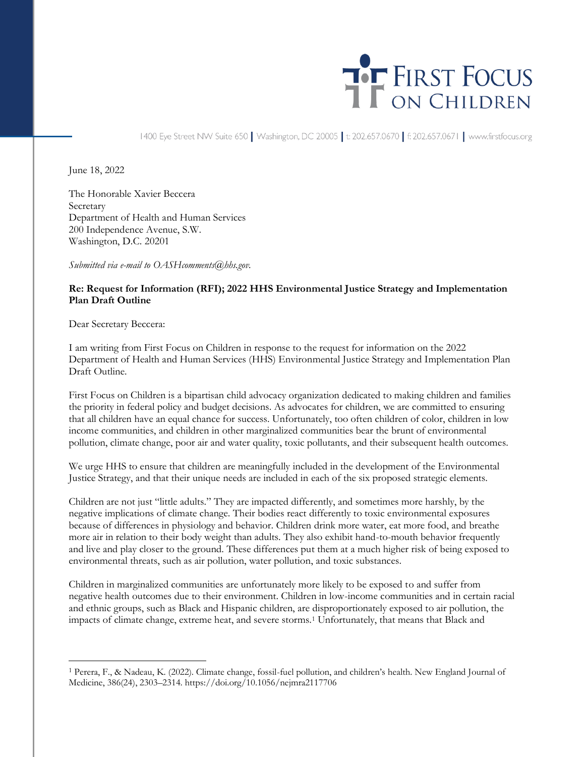# First Focus on Children

1400 Eye Street NW Suite 650 | Washington, DC 20005 | t: 202.657.0670 | f: 202.657.0671 | www.firstfocus.org

June 18, 2022

The Honorable Xavier Beccera
Secretary
Department of Health and Human Services
200 Independence Avenue, S.W.
Washington, D.C. 20201

*Submitted via e-mail to OASHcomments@hhs.gov.*

**Re: Request for Information (RFI); 2022 HHS Environmental Justice Strategy and Implementation Plan Draft Outline**

Dear Secretary Beccera:

I am writing from First Focus on Children in response to the request for information on the 2022 Department of Health and Human Services (HHS) Environmental Justice Strategy and Implementation Plan Outline.

First Focus on Children is a bipartisan child advocacy organization dedicated to making children and families the priority in federal policy and budget decisions. As advocates for children, we are committed to ensuring that all children have an equal chance for success. Unfortunately, too often children of color, children in low income communities, and children in other marginalized communities bear the brunt of environmental pollution, climate change, poor air and water quality, toxic pollutants, and their subsequent health outcomes.

We urge HHS to ensure that children are meaningfully included in the development of the Environmental Justice Strategy, and that their unique needs are included in each of the six proposed strategic elements.

Children are not just "little adults." They are impacted differently, and sometimes more harshly, by the negative implications of climate change. Their bodies react differently to toxic environmental exposures because of differences in physiology and behavior. Children drink more water, eat more food, and breathe more air in relation to their body weight than adults. They also exhibit hand-to-mouth behavior frequently and live and play closer to the ground. These differences put them at a much higher risk of being exposed to environmental threats, such as air pollution, water pollution, and toxic substances.

Children in marginalized communities are unfortunately more likely to be exposed to and suffer from negative health outcomes due to their environment. Children in low-income communities and in certain racial and ethnic groups, such as Black and Hispanic children, are disproportionately exposed to air pollution, the impacts of climate change, extreme heat, and severe storms.[1] Unfortunately, that means that Black and

---

[1] Perera, F., & Nadeau, K. (2022). Climate change, fossil-fuel pollution, and children's health. New England Journal of Medicine, 386(24), 2303–2314. https://doi.org/10.1056/nejmra2117706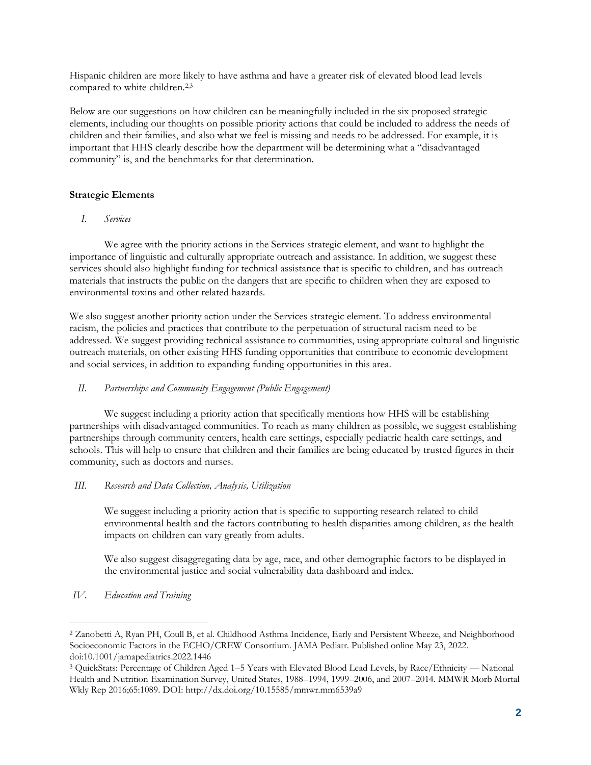Hispanic children are more likely to have asthma and have a greater risk of elevated blood lead levels compared to white children.[2,3]

Below are our suggestions on how children can be meaningfully included in the six proposed strategic elements, including our thoughts on possible priority actions that could be included to address the needs of children and their families, and also what we feel is missing and needs to be addressed. For example, it is important that HHS clearly describe how the department will be determining what a "disadvantaged community" is, and the benchmarks for that determination.

**Strategic Elements**

*I. Services*

We agree with the priority actions in the Services strategic element, and want to highlight the importance of linguistic and culturally appropriate outreach and assistance. In addition, we suggest these services should also highlight funding for technical assistance that is specific to children, and has outreach materials that instructs the public on the dangers that are specific to children when they are exposed to environmental toxins and other related hazards.

We also suggest another priority action under the Services strategic element. To address environmental racism, the policies and practices that contribute to the perpetuation of structural racism need to be addressed. We suggest providing technical assistance to communities, using appropriate cultural and linguistic outreach materials, on other existing HHS funding opportunities that contribute to economic development and social services, in addition to expanding funding opportunities in this area.

*II. Partnerships and Community Engagement (Public Engagement)*

We suggest including a priority action that specifically mentions how HHS will be establishing partnerships with disadvantaged communities. To reach as many children as possible, we suggest establishing partnerships through community centers, health care settings, especially pediatric health care settings, and schools. This will help to ensure that children and their families are being educated by trusted figures in their community, such as doctors and nurses.

*III. Research and Data Collection, Analysis, Utilization*

We suggest including a priority action that is specific to supporting research related to child environmental health and the factors contributing to health disparities among children, as the health impacts on children can vary greatly from adults.

We also suggest disaggregating data by age, race, and other demographic factors to be displayed in the environmental justice and social vulnerability data dashboard and index.

*IV. Education and Training*

---

[2] Zanobetti A, Ryan PH, Coull B, et al. Childhood Asthma Incidence, Early and Persistent Wheeze, and Neighborhood Socioeconomic Factors in the ECHO/CREW Consortium. JAMA Pediatr. Published online May 23, 2022. doi:10.1001/jamapediatrics.2022.1446

[3] QuickStats: Percentage of Children Aged 1–5 Years with Elevated Blood Lead Levels, by Race/Ethnicity — National Health and Nutrition Examination Survey, United States, 1988–1994, 1999–2006, and 2007–2014. MMWR Morb Mortal Wkly Rep 2016;65:1089. DOI: http://dx.doi.org/10.15585/mmwr.mm6539a9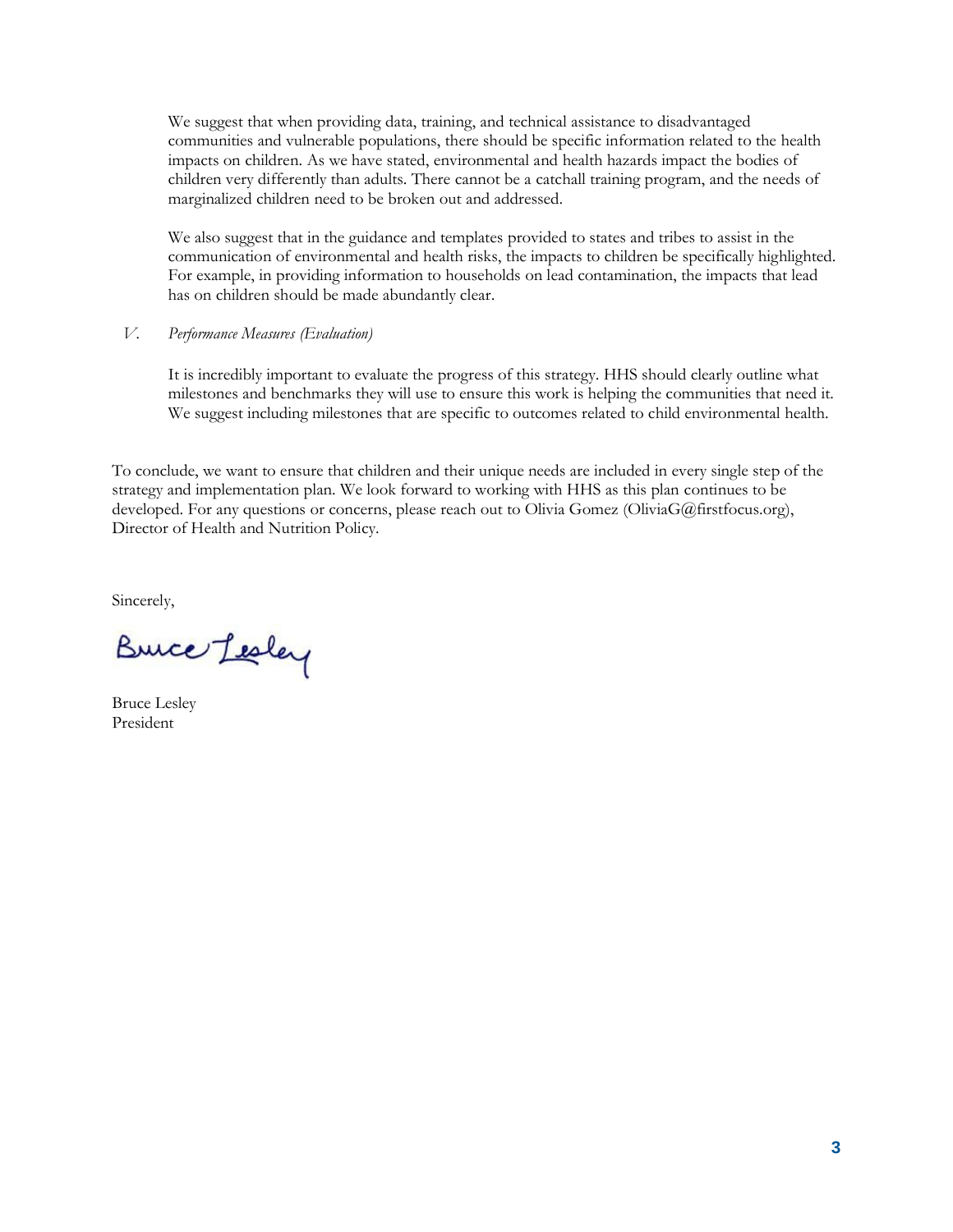We suggest that when providing data, training, and technical assistance to disadvantaged communities and vulnerable populations, there should be specific information related to the health impacts on children. As we have stated, environmental and health hazards impact the bodies of children very differently than adults. There cannot be a catchall training program, and the needs of marginalized children need to be broken out and addressed.

We also suggest that in the guidance and templates provided to states and tribes to assist in the communication of environmental and health risks, the impacts to children be specifically highlighted. For example, in providing information to households on lead contamination, the impacts that lead has on children should be made abundantly clear.

*V. Performance Measures (Evaluation)*

It is incredibly important to evaluate the progress of this strategy. HHS should clearly outline what milestones and benchmarks they will use to ensure this work is helping the communities that need it. We suggest including milestones that are specific to outcomes related to child environmental health.

To conclude, we want to ensure that children and their unique needs are included in every single step of the strategy and implementation plan. We look forward to working with HHS as this plan continues to be developed. For any questions or concerns, please reach out to Olivia Gomez (OliviaG@firstfocus.org), Director of Health and Nutrition Policy.

Sincerely,

Bruce Lesley

Bruce Lesley
President